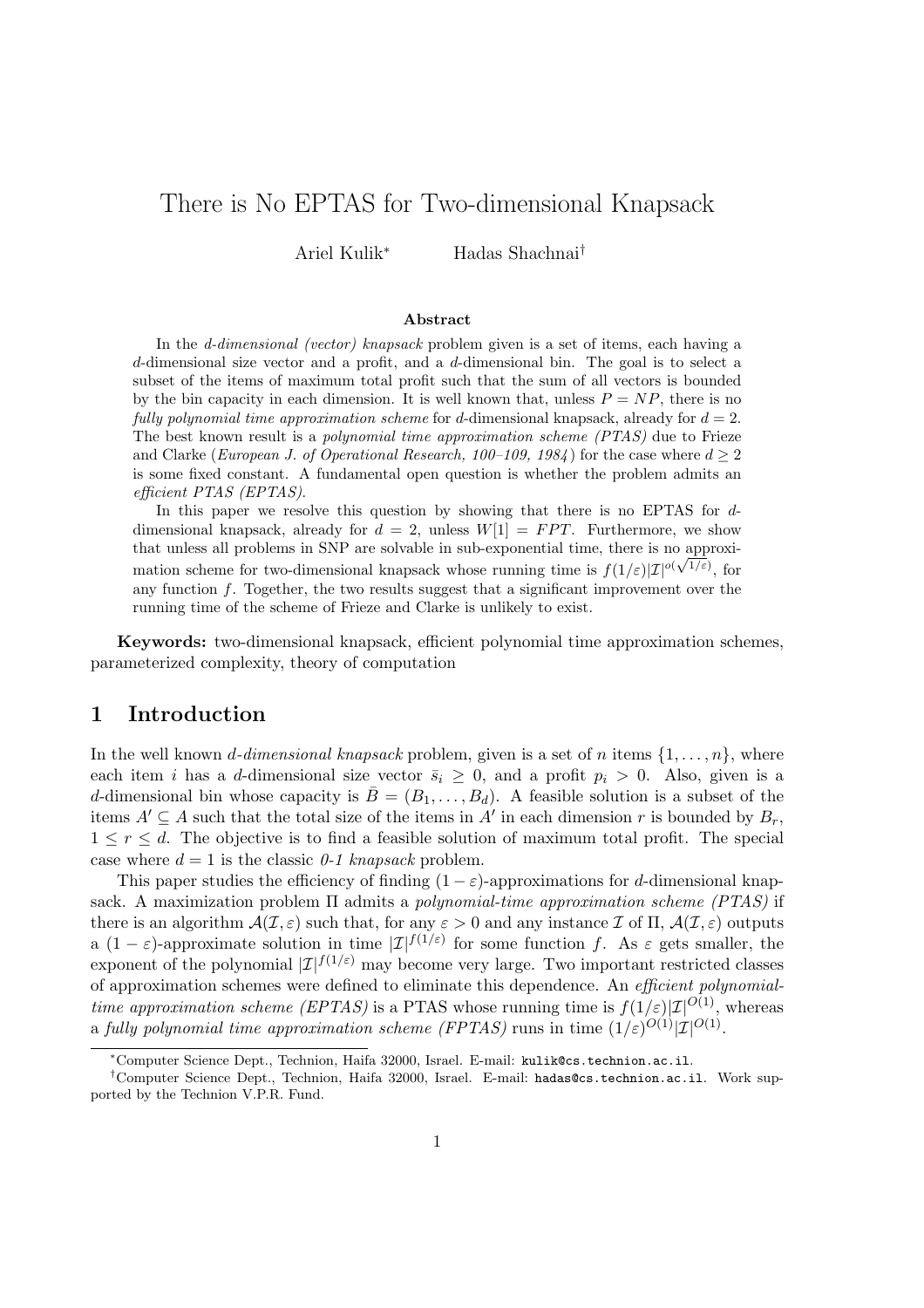# There is No EPTAS for Two-dimensional Knapsack

Ariel Kulik* Hadas Shachnai†

### Abstract

In the *d-dimensional (vector) knapsack* problem given is a set of items, each having a $d$-dimensional size vector and a profit, and a $d$-dimensional bin. The goal is to select a subset of the items of maximum total profit such that the sum of all vectors is bounded by the bin capacity in each dimension. It is well known that, unless $P = NP$, there is no *fully polynomial time approximation scheme* for $d$-dimensional knapsack, already for $d = 2$. The best known result is a *polynomial time approximation scheme (PTAS)* due to Frieze and Clarke (*European J. of Operational Research, 100–109, 1984*) for the case where $d \geq 2$ is some fixed constant. A fundamental open question is whether the problem admits an *efficient PTAS (EPTAS)*.

In this paper we resolve this question by showing that there is no EPTAS for $d$-dimensional knapsack, already for $d = 2$, unless $W[1] = FPT$. Furthermore, we show that unless all problems in SNP are solvable in sub-exponential time, there is no approximation scheme for two-dimensional knapsack whose running time is $f(1/\varepsilon)|\mathcal{I}|^{o(\sqrt{1/\varepsilon})}$, for any function $f$. Together, the two results suggest that a significant improvement over the running time of the scheme of Frieze and Clarke is unlikely to exist.

**Keywords:** two-dimensional knapsack, efficient polynomial time approximation schemes, parameterized complexity, theory of computation

## 1 Introduction

In the well known *d-dimensional knapsack* problem, given is a set of $n$ items $\{1, \ldots, n\}$, where each item $i$ has a $d$-dimensional size vector $\bar{s}_i \geq 0$, and a profit $p_i > 0$. Also, given is a $d$-dimensional bin whose capacity is $\bar{B} = (B_1, \ldots, B_d)$. A feasible solution is a subset of the items $A' \subseteq A$ such that the total size of the items in $A'$ in each dimension $r$ is bounded by $B_r$, $1 \leq r \leq d$. The objective is to find a feasible solution of maximum total profit. The special case where $d = 1$ is the classic *0-1 knapsack* problem.

This paper studies the efficiency of finding $(1-\varepsilon)$-approximations for $d$-dimensional knapsack. A maximization problem $\Pi$ admits a *polynomial-time approximation scheme (PTAS)* if there is an algorithm $\mathcal{A}(\mathcal{I}, \varepsilon)$ such that, for any $\varepsilon > 0$ and any instance $\mathcal{I}$ of $\Pi$, $\mathcal{A}(\mathcal{I}, \varepsilon)$ outputs a $(1-\varepsilon)$-approximate solution in time $|\mathcal{I}|^{f(1/\varepsilon)}$ for some function $f$. As $\varepsilon$ gets smaller, the exponent of the polynomial $|\mathcal{I}|^{f(1/\varepsilon)}$ may become very large. Two important restricted classes of approximation schemes were defined to eliminate this dependence. An *efficient polynomial-time approximation scheme (EPTAS)* is a PTAS whose running time is $f(1/\varepsilon)|\mathcal{I}|^{O(1)}$, whereas a *fully polynomial time approximation scheme (FPTAS)* runs in time $(1/\varepsilon)^{O(1)}|\mathcal{I}|^{O(1)}$.

*Computer Science Dept., Technion, Haifa 32000, Israel. E-mail: kulik@cs.technion.ac.il.

†Computer Science Dept., Technion, Haifa 32000, Israel. E-mail: hadas@cs.technion.ac.il. Work supported by the Technion V.P.R. Fund.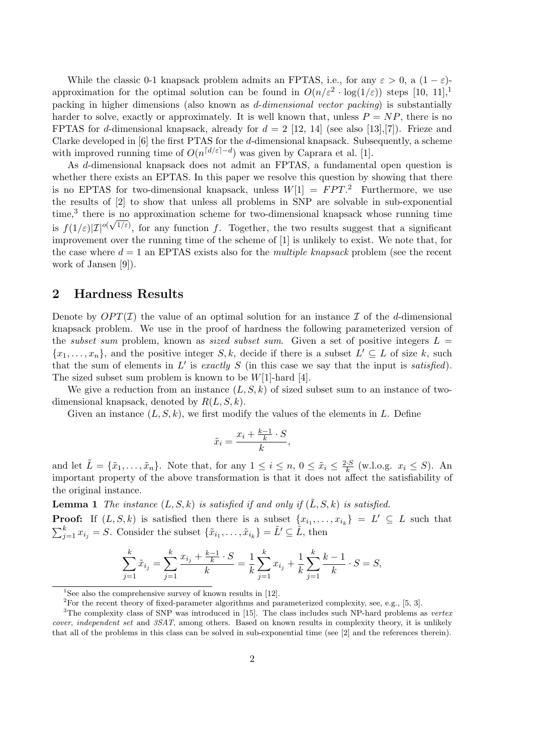While the classic 0-1 knapsack problem admits an FPTAS, i.e., for any $\varepsilon > 0$, a $(1-\varepsilon)$-approximation for the optimal solution can be found in $O(n/\varepsilon^2 \cdot \log(1/\varepsilon))$ steps [10, 11],[1] packing in higher dimensions (also known as *d-dimensional vector packing*) is substantially harder to solve, exactly or approximately. It is well known that, unless $P = NP$, there is no FPTAS for $d$-dimensional knapsack, already for $d = 2$ [12, 14] (see also [13],[7]). Frieze and Clarke developed in [6] the first PTAS for the $d$-dimensional knapsack. Subsequently, a scheme with improved running time of $O(n^{\lceil d/\varepsilon \rceil - d})$ was given by Caprara et al. [1].

As $d$-dimensional knapsack does not admit an FPTAS, a fundamental open question is whether there exists an EPTAS. In this paper we resolve this question by showing that there is no EPTAS for two-dimensional knapsack, unless $W[1] = FPT$.[2] Furthermore, we use the results of [2] to show that unless all problems in SNP are solvable in sub-exponential time,[3] there is no approximation scheme for two-dimensional knapsack whose running time is $f(1/\varepsilon)|\mathcal{I}|^{o(\sqrt{1/\varepsilon})}$, for any function $f$. Together, the two results suggest that a significant improvement over the running time of the scheme of [1] is unlikely to exist. We note that, for the case where $d = 1$ an EPTAS exists also for the *multiple knapsack* problem (see the recent work of Jansen [9]).

## 2 Hardness Results

Denote by $OPT(\mathcal{I})$ the value of an optimal solution for an instance $\mathcal{I}$ of the $d$-dimensional knapsack problem. We use in the proof of hardness the following parameterized version of the *subset sum* problem, known as *sized subset sum*. Given a set of positive integers $L = \{x_1, \ldots, x_n\}$, and the positive integer $S, k$, decide if there is a subset $L' \subseteq L$ of size $k$, such that the sum of elements in $L'$ is *exactly* $S$ (in this case we say that the input is *satisfied*). The sized subset sum problem is known to be $W[1]$-hard [4].

We give a reduction from an instance $(L, S, k)$ of sized subset sum to an instance of two-dimensional knapsack, denoted by $R(L, S, k)$.

Given an instance $(L, S, k)$, we first modify the values of the elements in $L$. Define

$$\tilde{x}_i = \frac{x_i + \frac{k-1}{k} \cdot S}{k},$$

and let $\tilde{L} = \{\tilde{x}_1, \ldots, \tilde{x}_n\}$. Note that, for any $1 \le i \le n$, $0 \le \tilde{x}_i \le \frac{2 \cdot S}{k}$ (w.l.o.g. $x_i \le S$). An important property of the above transformation is that it does not affect the satisfiability of the original instance.

**Lemma 1** *The instance $(L, S, k)$ is satisfied if and only if $(\tilde{L}, S, k)$ is satisfied.*

**Proof:** If $(L, S, k)$ is satisfied then there is a subset $\{x_{i_1}, \ldots, x_{i_k}\} = L' \subseteq L$ such that $\sum_{j=1}^{k} x_{i_j} = S$. Consider the subset $\{\tilde{x}_{i_1}, \ldots, \tilde{x}_{i_k}\} = \tilde{L}' \subseteq \tilde{L}$, then

$$\sum_{j=1}^{k} \tilde{x}_{i_j} = \sum_{j=1}^{k} \frac{x_{i_j} + \frac{k-1}{k} \cdot S}{k} = \frac{1}{k} \sum_{j=1}^{k} x_{i_j} + \frac{1}{k} \sum_{j=1}^{k} \frac{k-1}{k} \cdot S = S,$$

---

[1] See also the comprehensive survey of known results in [12].

[2] For the recent theory of fixed-parameter algorithms and parameterized complexity, see, e.g., [5, 3].

[3] The complexity class of SNP was introduced in [15]. The class includes such NP-hard problems as *vertex cover*, *independent set* and *3SAT*, among others. Based on known results in complexity theory, it is unlikely that all of the problems in this class can be solved in sub-exponential time (see [2] and the references therein).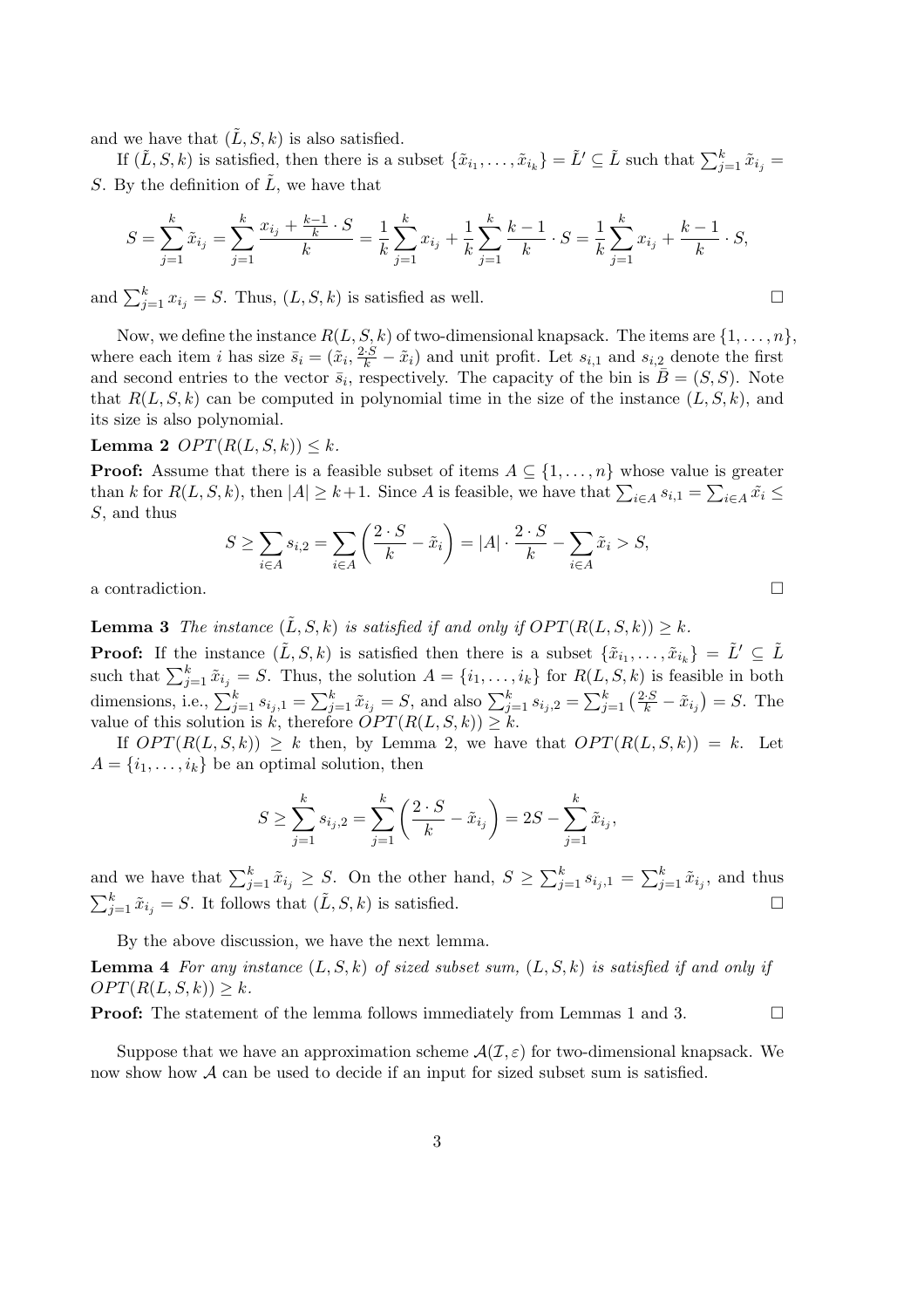and we have that $(\tilde{L}, S, k)$ is also satisfied.

If $(\tilde{L}, S, k)$ is satisfied, then there is a subset $\{\tilde{x}_{i_1}, \ldots, \tilde{x}_{i_k}\} = \tilde{L}' \subseteq \tilde{L}$ such that $\sum_{j=1}^{k} \tilde{x}_{i_j} = S$. By the definition of $\tilde{L}$, we have that

$$S = \sum_{j=1}^{k} \tilde{x}_{i_j} = \sum_{j=1}^{k} \frac{x_{i_j} + \frac{k-1}{k} \cdot S}{k} = \frac{1}{k} \sum_{j=1}^{k} x_{i_j} + \frac{1}{k} \sum_{j=1}^{k} \frac{k-1}{k} \cdot S = \frac{1}{k} \sum_{j=1}^{k} x_{i_j} + \frac{k-1}{k} \cdot S,$$

and $\sum_{j=1}^{k} x_{i_j} = S$. Thus, $(L, S, k)$ is satisfied as well. □

Now, we define the instance $R(L, S, k)$ of two-dimensional knapsack. The items are $\{1, \ldots, n\}$, where each item $i$ has size $\bar{s}_i = (\tilde{x}_i, \frac{2 \cdot S}{k} - \tilde{x}_i)$ and unit profit. Let $s_{i,1}$ and $s_{i,2}$ denote the first and second entries to the vector $\bar{s}_i$, respectively. The capacity of the bin is $\bar{B} = (S, S)$. Note that $R(L, S, k)$ can be computed in polynomial time in the size of the instance $(L, S, k)$, and its size is also polynomial.

**Lemma 2** *$OPT(R(L, S, k)) \leq k$.*

**Proof:** Assume that there is a feasible subset of items $A \subseteq \{1, \ldots, n\}$ whose value is greater than $k$ for $R(L, S, k)$, then $|A| \geq k+1$. Since $A$ is feasible, we have that $\sum_{i \in A} s_{i,1} = \sum_{i \in A} \tilde{x}_i \leq S$, and thus

$$S \geq \sum_{i \in A} s_{i,2} = \sum_{i \in A} \left( \frac{2 \cdot S}{k} - \tilde{x}_i \right) = |A| \cdot \frac{2 \cdot S}{k} - \sum_{i \in A} \tilde{x}_i > S,$$

a contradiction. □

**Lemma 3** *The instance $(\tilde{L}, S, k)$ is satisfied if and only if $OPT(R(L, S, k)) \geq k$.*

**Proof:** If the instance $(\tilde{L}, S, k)$ is satisfied then there is a subset $\{\tilde{x}_{i_1}, \ldots, \tilde{x}_{i_k}\} = \tilde{L}' \subseteq \tilde{L}$ such that $\sum_{j=1}^{k} \tilde{x}_{i_j} = S$. Thus, the solution $A = \{i_1, \ldots, i_k\}$ for $R(L, S, k)$ is feasible in both dimensions, i.e., $\sum_{j=1}^{k} s_{i_j,1} = \sum_{j=1}^{k} \tilde{x}_{i_j} = S$, and also $\sum_{j=1}^{k} s_{i_j,2} = \sum_{j=1}^{k} \left( \frac{2 \cdot S}{k} - \tilde{x}_{i_j} \right) = S$. The value of this solution is $k$, therefore $OPT(R(L, S, k)) \geq k$.

If $OPT(R(L, S, k)) \geq k$ then, by Lemma 2, we have that $OPT(R(L, S, k)) = k$. Let $A = \{i_1, \ldots, i_k\}$ be an optimal solution, then

$$S \geq \sum_{j=1}^{k} s_{i_j,2} = \sum_{j=1}^{k} \left( \frac{2 \cdot S}{k} - \tilde{x}_{i_j} \right) = 2S - \sum_{j=1}^{k} \tilde{x}_{i_j},$$

and we have that $\sum_{j=1}^{k} \tilde{x}_{i_j} \geq S$. On the other hand, $S \geq \sum_{j=1}^{k} s_{i_j,1} = \sum_{j=1}^{k} \tilde{x}_{i_j}$, and thus $\sum_{j=1}^{k} \tilde{x}_{i_j} = S$. It follows that $(\tilde{L}, S, k)$ is satisfied. □

By the above discussion, we have the next lemma.

**Lemma 4** *For any instance $(L, S, k)$ of sized subset sum, $(L, S, k)$ is satisfied if and only if $OPT(R(L, S, k)) \geq k$.*

**Proof:** The statement of the lemma follows immediately from Lemmas 1 and 3. □

Suppose that we have an approximation scheme $\mathcal{A}(\mathcal{I}, \varepsilon)$ for two-dimensional knapsack. We now show how $\mathcal{A}$ can be used to decide if an input for sized subset sum is satisfied.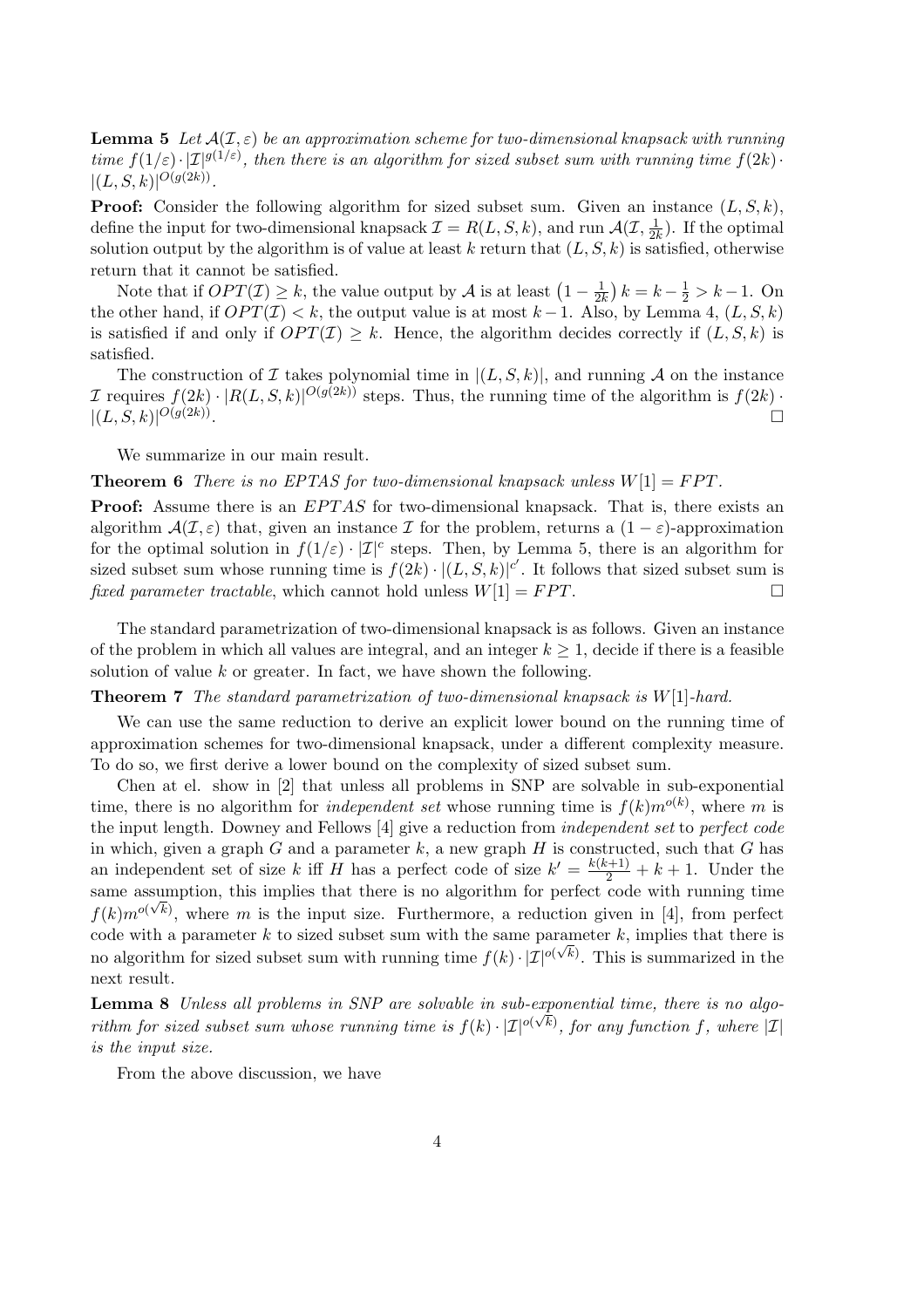**Lemma 5** *Let $\mathcal{A}(\mathcal{I}, \varepsilon)$ be an approximation scheme for two-dimensional knapsack with running time $f(1/\varepsilon) \cdot |\mathcal{I}|^{g(1/\varepsilon)}$, then there is an algorithm for sized subset sum with running time $f(2k) \cdot |(L, S, k)|^{O(g(2k))}$.*

**Proof:** Consider the following algorithm for sized subset sum. Given an instance $(L, S, k)$, define the input for two-dimensional knapsack $\mathcal{I} = R(L, S, k)$, and run $\mathcal{A}(\mathcal{I}, \frac{1}{2k})$. If the optimal solution output by the algorithm is of value at least $k$ return that $(L, S, k)$ is satisfied, otherwise return that it cannot be satisfied.

Note that if $OPT(\mathcal{I}) \geq k$, the value output by $\mathcal{A}$ is at least $\left(1 - \frac{1}{2k}\right) k = k - \frac{1}{2} > k - 1$. On the other hand, if $OPT(\mathcal{I}) < k$, the output value is at most $k - 1$. Also, by Lemma 4, $(L, S, k)$ is satisfied if and only if $OPT(\mathcal{I}) \geq k$. Hence, the algorithm decides correctly if $(L, S, k)$ is satisfied.

The construction of $\mathcal{I}$ takes polynomial time in $|(L, S, k)|$, and running $\mathcal{A}$ on the instance $\mathcal{I}$ requires $f(2k) \cdot |R(L, S, k)|^{O(g(2k))}$ steps. Thus, the running time of the algorithm is $f(2k) \cdot |(L, S, k)|^{O(g(2k))}$. □

We summarize in our main result.

**Theorem 6** *There is no EPTAS for two-dimensional knapsack unless $W[1] = FPT$.*

**Proof:** Assume there is an $EPTAS$ for two-dimensional knapsack. That is, there exists an algorithm $\mathcal{A}(\mathcal{I}, \varepsilon)$ that, given an instance $\mathcal{I}$ for the problem, returns a $(1 - \varepsilon)$-approximation for the optimal solution in $f(1/\varepsilon) \cdot |\mathcal{I}|^c$ steps. Then, by Lemma 5, there is an algorithm for sized subset sum whose running time is $f(2k) \cdot |(L, S, k)|^{c'}$. It follows that sized subset sum is *fixed parameter tractable*, which cannot hold unless $W[1] = FPT$. □

The standard parametrization of two-dimensional knapsack is as follows. Given an instance of the problem in which all values are integral, and an integer $k \geq 1$, decide if there is a feasible solution of value $k$ or greater. In fact, we have shown the following.

**Theorem 7** *The standard parametrization of two-dimensional knapsack is $W[1]$-hard.*

We can use the same reduction to derive an explicit lower bound on the running time of approximation schemes for two-dimensional knapsack, under a different complexity measure. To do so, we first derive a lower bound on the complexity of sized subset sum.

Chen at el. show in [2] that unless all problems in SNP are solvable in sub-exponential time, there is no algorithm for *independent set* whose running time is $f(k)m^{o(k)}$, where $m$ is the input length. Downey and Fellows [4] give a reduction from *independent set* to *perfect code* in which, given a graph $G$ and a parameter $k$, a new graph $H$ is constructed, such that $G$ has an independent set of size $k$ iff $H$ has a perfect code of size $k' = \frac{k(k+1)}{2} + k + 1$. Under the same assumption, this implies that there is no algorithm for perfect code with running time $f(k)m^{o(\sqrt{k})}$, where $m$ is the input size. Furthermore, a reduction given in [4], from perfect code with a parameter $k$ to sized subset sum with the same parameter $k$, implies that there is no algorithm for sized subset sum with running time $f(k) \cdot |\mathcal{I}|^{o(\sqrt{k})}$. This is summarized in the next result.

**Lemma 8** *Unless all problems in SNP are solvable in sub-exponential time, there is no algorithm for sized subset sum whose running time is $f(k) \cdot |\mathcal{I}|^{o(\sqrt{k})}$, for any function $f$, where $|\mathcal{I}|$ is the input size.*

From the above discussion, we have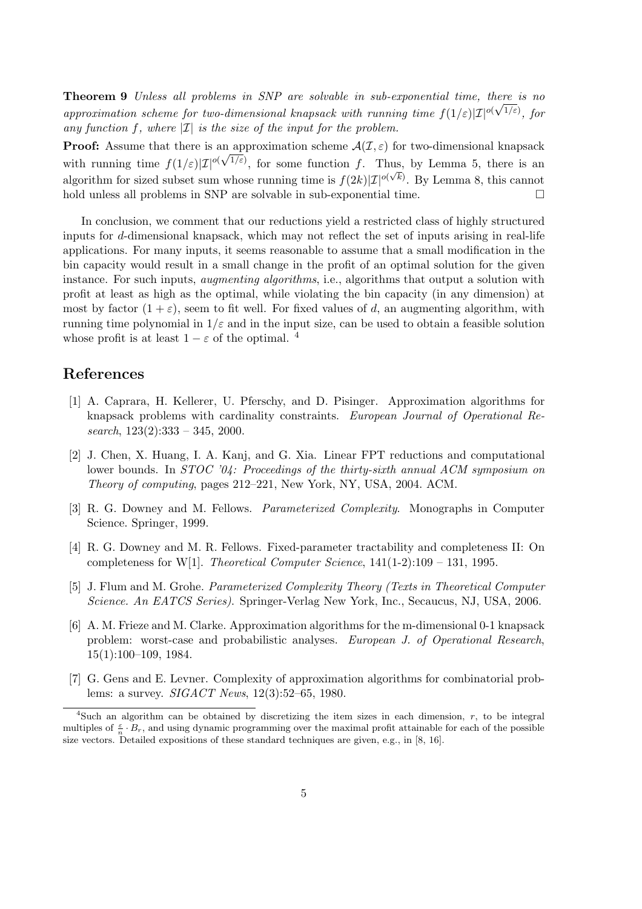**Theorem 9** *Unless all problems in SNP are solvable in sub-exponential time, there is no approximation scheme for two-dimensional knapsack with running time $f(1/\varepsilon)|\mathcal{I}|^{o(\sqrt{1/\varepsilon})}$, for any function $f$, where $|\mathcal{I}|$ is the size of the input for the problem.*

**Proof:** Assume that there is an approximation scheme $\mathcal{A}(\mathcal{I}, \varepsilon)$ for two-dimensional knapsack with running time $f(1/\varepsilon)|\mathcal{I}|^{o(\sqrt{1/\varepsilon})}$, for some function $f$. Thus, by Lemma 5, there is an algorithm for sized subset sum whose running time is $f(2k)|\mathcal{I}|^{o(\sqrt{k})}$. By Lemma 8, this cannot hold unless all problems in SNP are solvable in sub-exponential time. $\square$

In conclusion, we comment that our reductions yield a restricted class of highly structured inputs for $d$-dimensional knapsack, which may not reflect the set of inputs arising in real-life applications. For many inputs, it seems reasonable to assume that a small modification in the bin capacity would result in a small change in the profit of an optimal solution for the given instance. For such inputs, *augmenting algorithms*, i.e., algorithms that output a solution with profit at least as high as the optimal, while violating the bin capacity (in any dimension) at most by factor $(1 + \varepsilon)$, seem to fit well. For fixed values of $d$, an augmenting algorithm, with running time polynomial in $1/\varepsilon$ and in the input size, can be used to obtain a feasible solution whose profit is at least $1 - \varepsilon$ of the optimal. [4]

## References

[1] A. Caprara, H. Kellerer, U. Pferschy, and D. Pisinger. Approximation algorithms for knapsack problems with cardinality constraints. *European Journal of Operational Research*, 123(2):333 – 345, 2000.

[2] J. Chen, X. Huang, I. A. Kanj, and G. Xia. Linear FPT reductions and computational lower bounds. In *STOC '04: Proceedings of the thirty-sixth annual ACM symposium on Theory of computing*, pages 212–221, New York, NY, USA, 2004. ACM.

[3] R. G. Downey and M. Fellows. *Parameterized Complexity*. Monographs in Computer Science. Springer, 1999.

[4] R. G. Downey and M. R. Fellows. Fixed-parameter tractability and completeness II: On completeness for W[1]. *Theoretical Computer Science*, 141(1-2):109 – 131, 1995.

[5] J. Flum and M. Grohe. *Parameterized Complexity Theory (Texts in Theoretical Computer Science. An EATCS Series)*. Springer-Verlag New York, Inc., Secaucus, NJ, USA, 2006.

[6] A. M. Frieze and M. Clarke. Approximation algorithms for the m-dimensional 0-1 knapsack problem: worst-case and probabilistic analyses. *European J. of Operational Research*, 15(1):100–109, 1984.

[7] G. Gens and E. Levner. Complexity of approximation algorithms for combinatorial problems: a survey. *SIGACT News*, 12(3):52–65, 1980.

---

[4] Such an algorithm can be obtained by discretizing the item sizes in each dimension, $r$, to be integral multiples of $\frac{\varepsilon}{n} \cdot B_r$, and using dynamic programming over the maximal profit attainable for each of the possible size vectors. Detailed expositions of these standard techniques are given, e.g., in [8, 16].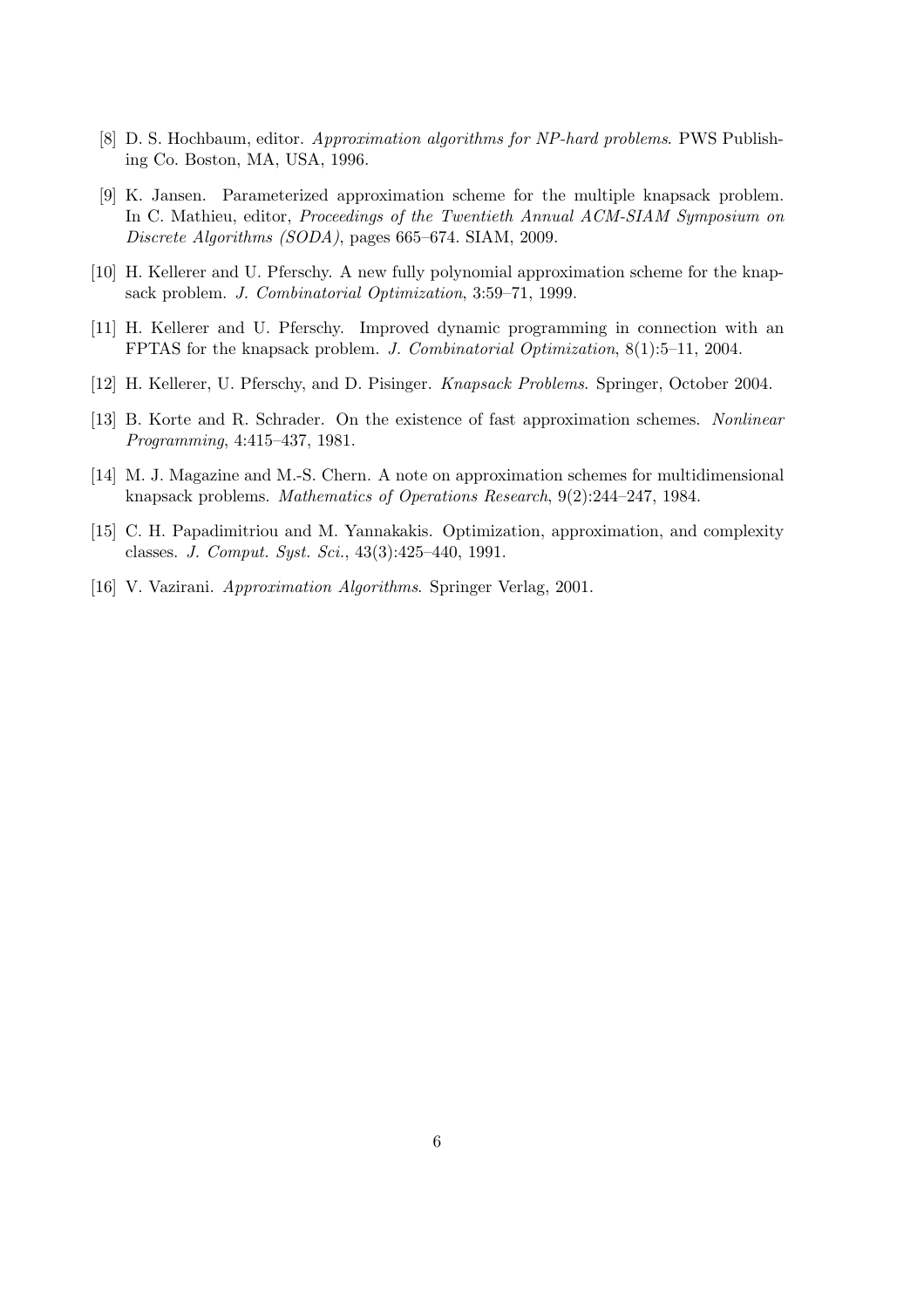[8] D. S. Hochbaum, editor. *Approximation algorithms for NP-hard problems*. PWS Publishing Co. Boston, MA, USA, 1996.

[9] K. Jansen. Parameterized approximation scheme for the multiple knapsack problem. In C. Mathieu, editor, *Proceedings of the Twentieth Annual ACM-SIAM Symposium on Discrete Algorithms (SODA)*, pages 665–674. SIAM, 2009.

[10] H. Kellerer and U. Pferschy. A new fully polynomial approximation scheme for the knapsack problem. *J. Combinatorial Optimization*, 3:59–71, 1999.

[11] H. Kellerer and U. Pferschy. Improved dynamic programming in connection with an FPTAS for the knapsack problem. *J. Combinatorial Optimization*, 8(1):5–11, 2004.

[12] H. Kellerer, U. Pferschy, and D. Pisinger. *Knapsack Problems*. Springer, October 2004.

[13] B. Korte and R. Schrader. On the existence of fast approximation schemes. *Nonlinear Programming*, 4:415–437, 1981.

[14] M. J. Magazine and M.-S. Chern. A note on approximation schemes for multidimensional knapsack problems. *Mathematics of Operations Research*, 9(2):244–247, 1984.

[15] C. H. Papadimitriou and M. Yannakakis. Optimization, approximation, and complexity classes. *J. Comput. Syst. Sci.*, 43(3):425–440, 1991.

[16] V. Vazirani. *Approximation Algorithms*. Springer Verlag, 2001.